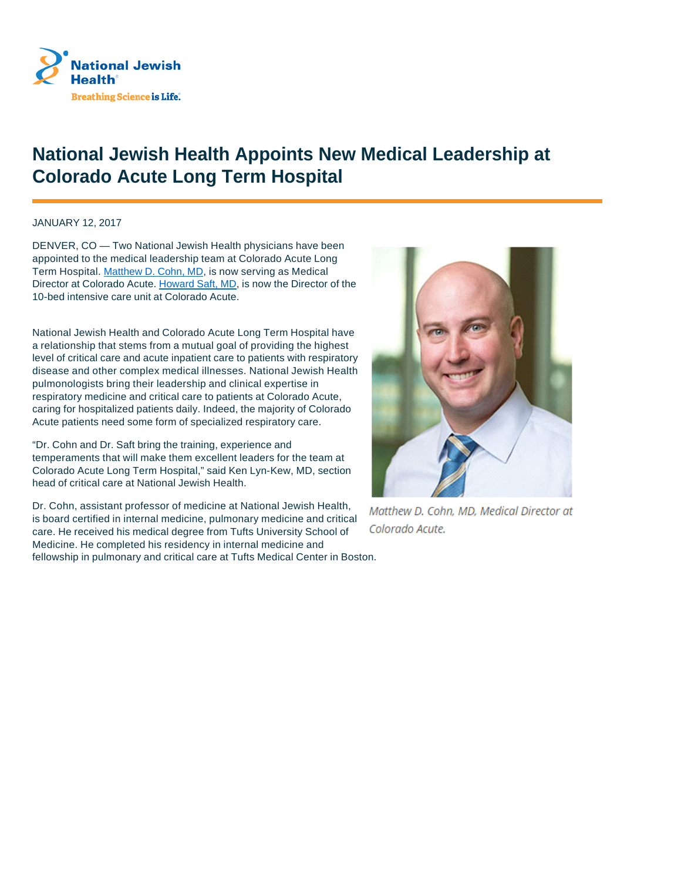National Jewish Health

Breathing Science is Life.

# National Jewish Health Appoints New Medical Leadership at Colorado Acute Long Term Hospital

JANUARY 12, 2017

DENVER, CO — Two National Jewish Health physicians have been appointed to the medical leadership team at Colorado Acute Long Term Hospital. Matthew D. Cohn, MD, is now serving as Medical Director at Colorado Acute. Howard Saft, MD, is now the Director of the 10-bed intensive care unit at Colorado Acute.

National Jewish Health and Colorado Acute Long Term Hospital have a relationship that stems from a mutual goal of providing the highest level of critical care and acute inpatient care to patients with respiratory disease and other complex medical illnesses. National Jewish Health pulmonologists bring their leadership and clinical expertise in respiratory medicine and critical care to patients at Colorado Acute, caring for hospitalized patients daily. Indeed, the majority of Colorado Acute patients need some form of specialized respiratory care.

"Dr. Cohn and Dr. Saft bring the training, experience and temperaments that will make them excellent leaders for the team at Colorado Acute Long Term Hospital," said Ken Lyn-Kew, MD, section head of critical care at National Jewish Health.

*Matthew D. Cohn, MD, Medical Director at Colorado Acute.*

Dr. Cohn, assistant professor of medicine at National Jewish Health, is board certified in internal medicine, pulmonary medicine and critical care. He received his medical degree from Tufts University School of Medicine. He completed his residency in internal medicine and fellowship in pulmonary and critical care at Tufts Medical Center in Boston.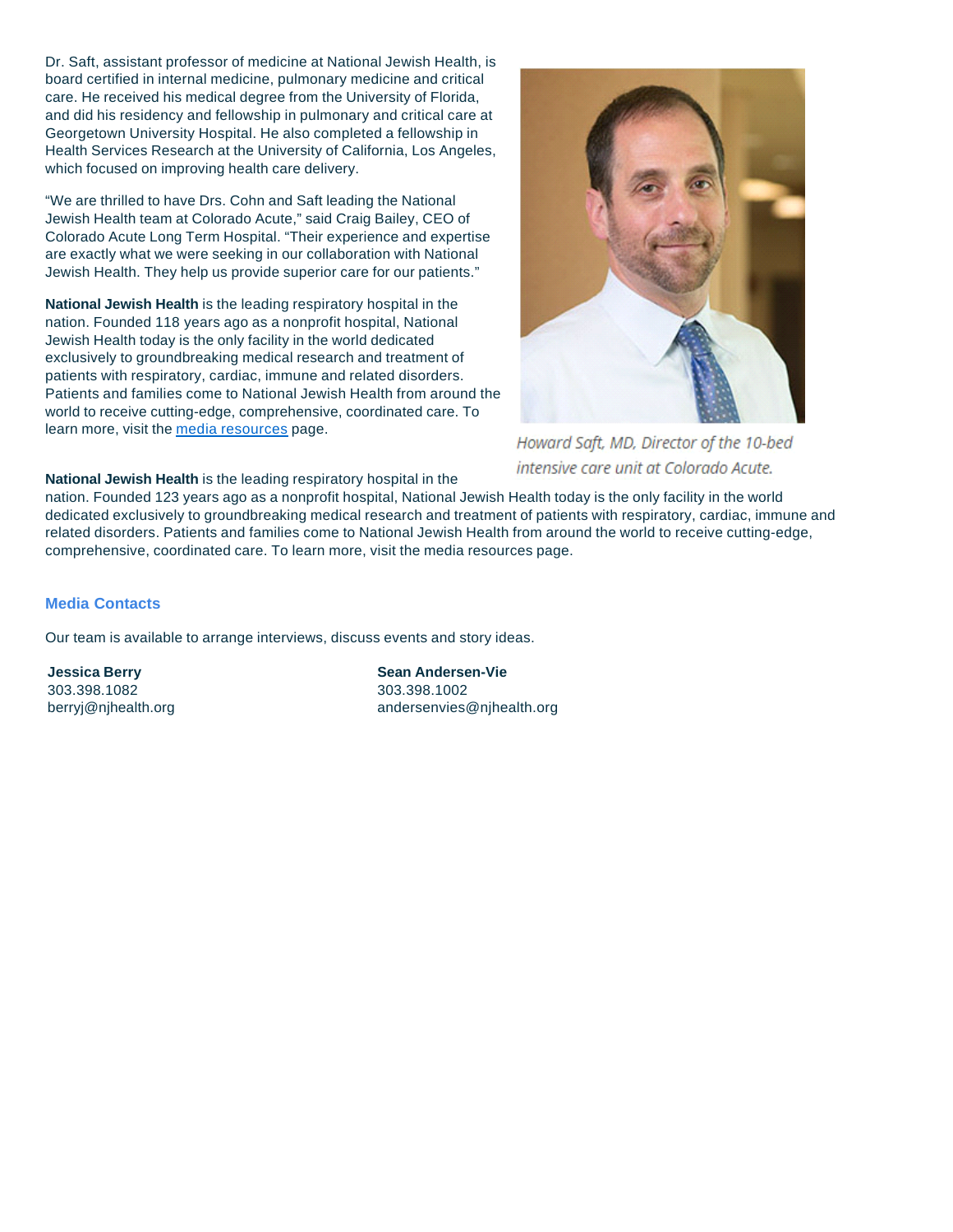Dr. Saft, assistant professor of medicine at National Jewish Health, is board certified in internal medicine, pulmonary medicine and critical care. He received his medical degree from the University of Florida, and did his residency and fellowship in pulmonary and critical care at Georgetown University Hospital. He also completed a fellowship in Health Services Research at the University of California, Los Angeles, which focused on improving health care delivery.

"We are thrilled to have Drs. Cohn and Saft leading the National Jewish Health team at Colorado Acute," said Craig Bailey, CEO of Colorado Acute Long Term Hospital. "Their experience and expertise are exactly what we were seeking in our collaboration with National Jewish Health. They help us provide superior care for our patients."

**National Jewish Health** is the leading respiratory hospital in the nation. Founded 118 years ago as a nonprofit hospital, National Jewish Health today is the only facility in the world dedicated exclusively to groundbreaking medical research and treatment of patients with respiratory, cardiac, immune and related disorders. Patients and families come to National Jewish Health from around the world to receive cutting-edge, comprehensive, coordinated care. To learn more, visit the [media resources]() page.

*Howard Saft, MD, Director of the 10-bed intensive care unit at Colorado Acute.*

**National Jewish Health** is the leading respiratory hospital in the nation. Founded 123 years ago as a nonprofit hospital, National Jewish Health today is the only facility in the world dedicated exclusively to groundbreaking medical research and treatment of patients with respiratory, cardiac, immune and related disorders. Patients and families come to National Jewish Health from around the world to receive cutting-edge, comprehensive, coordinated care. To learn more, visit the media resources page.

## Media Contacts

Our team is available to arrange interviews, discuss events and story ideas.

**Jessica Berry**
303.398.1082
berryj@njhealth.org

**Sean Andersen-Vie**
303.398.1002
andersenvies@njhealth.org